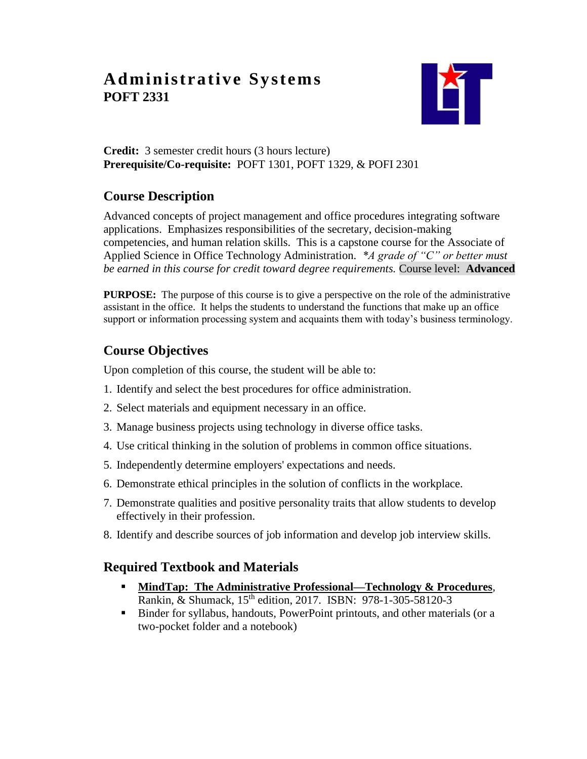# Administrative Systems
**POFT 2331**

**Credit:** 3 semester credit hours (3 hours lecture)
**Prerequisite/Co-requisite:** POFT 1301, POFT 1329, & POFI 2301

## Course Description

Advanced concepts of project management and office procedures integrating software applications. Emphasizes responsibilities of the secretary, decision-making competencies, and human relation skills. This is a capstone course for the Associate of Applied Science in Office Technology Administration. *\*A grade of "C" or better must be earned in this course for credit toward degree requirements.* Course level: **Advanced**

**PURPOSE:** The purpose of this course is to give a perspective on the role of the administrative assistant in the office. It helps the students to understand the functions that make up an office support or information processing system and acquaints them with today's business terminology.

## Course Objectives

Upon completion of this course, the student will be able to:

1. Identify and select the best procedures for office administration.
2. Select materials and equipment necessary in an office.
3. Manage business projects using technology in diverse office tasks.
4. Use critical thinking in the solution of problems in common office situations.
5. Independently determine employers' expectations and needs.
6. Demonstrate ethical principles in the solution of conflicts in the workplace.
7. Demonstrate qualities and positive personality traits that allow students to develop effectively in their profession.
8. Identify and describe sources of job information and develop job interview skills.

## Required Textbook and Materials

- **MindTap: The Administrative Professional—Technology & Procedures**, Rankin, & Shumack, 15th edition, 2017. ISBN: 978-1-305-58120-3
- Binder for syllabus, handouts, PowerPoint printouts, and other materials (or a two-pocket folder and a notebook)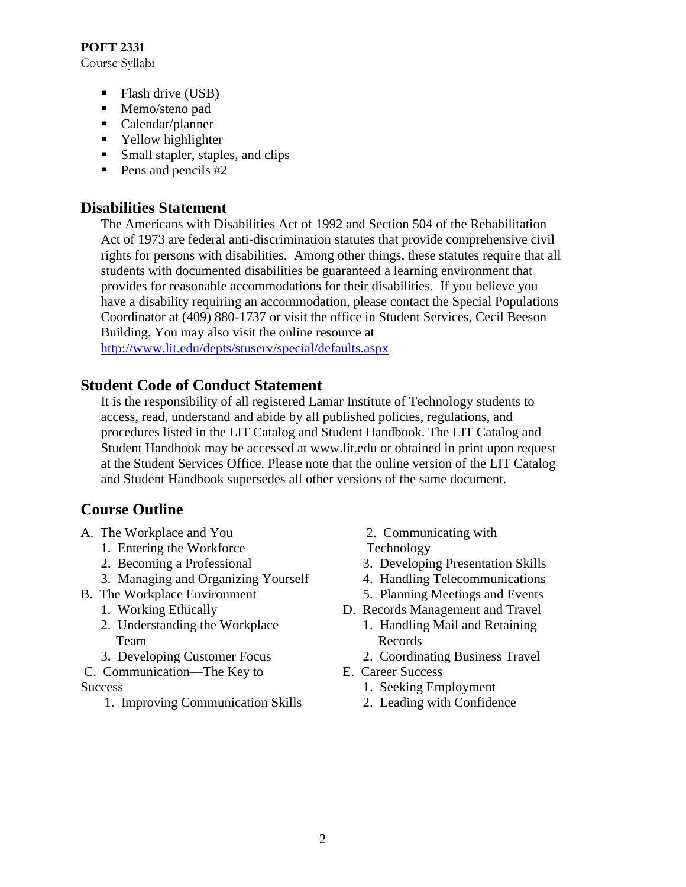- Flash drive (USB)
- Memo/steno pad
- Calendar/planner
- Yellow highlighter
- Small stapler, staples, and clips
- Pens and pencils #2

## Disabilities Statement

The Americans with Disabilities Act of 1992 and Section 504 of the Rehabilitation Act of 1973 are federal anti-discrimination statutes that provide comprehensive civil rights for persons with disabilities. Among other things, these statutes require that all students with documented disabilities be guaranteed a learning environment that provides for reasonable accommodations for their disabilities. If you believe you have a disability requiring an accommodation, please contact the Special Populations Coordinator at (409) 880-1737 or visit the office in Student Services, Cecil Beeson Building. You may also visit the online resource at http://www.lit.edu/depts/stuserv/special/defaults.aspx

## Student Code of Conduct Statement

It is the responsibility of all registered Lamar Institute of Technology students to access, read, understand and abide by all published policies, regulations, and procedures listed in the LIT Catalog and Student Handbook. The LIT Catalog and Student Handbook may be accessed at www.lit.edu or obtained in print upon request at the Student Services Office. Please note that the online version of the LIT Catalog and Student Handbook supersedes all other versions of the same document.

## Course Outline

A. The Workplace and You
   1. Entering the Workforce
   2. Becoming a Professional
   3. Managing and Organizing Yourself

B. The Workplace Environment
   1. Working Ethically
   2. Understanding the Workplace Team
   3. Developing Customer Focus

C. Communication—The Key to Success
   1. Improving Communication Skills
   2. Communicating with Technology
   3. Developing Presentation Skills
   4. Handling Telecommunications
   5. Planning Meetings and Events

D. Records Management and Travel
   1. Handling Mail and Retaining Records
   2. Coordinating Business Travel

E. Career Success
   1. Seeking Employment
   2. Leading with Confidence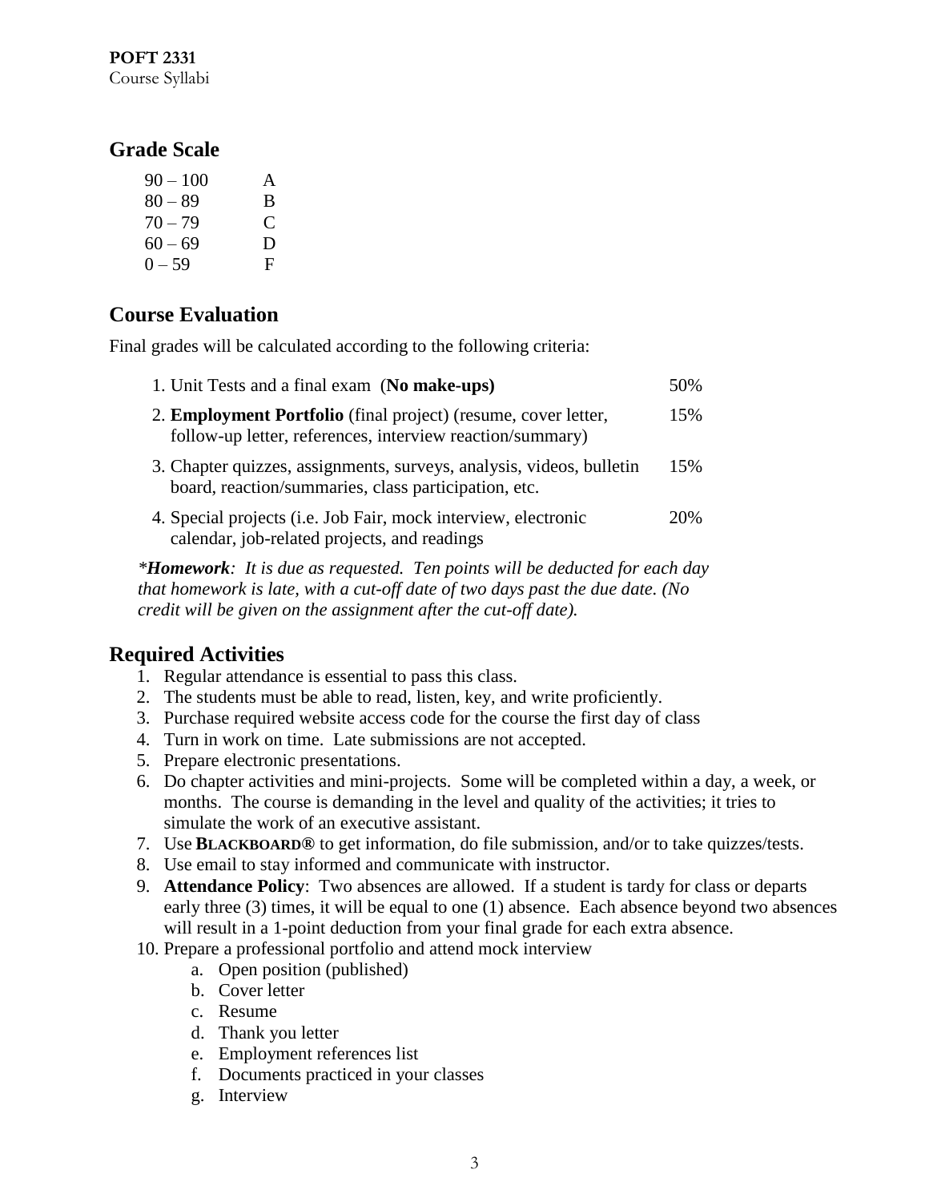## Grade Scale

| | |
|---|---|
| 90 – 100 | A |
| 80 – 89 | B |
| 70 – 79 | C |
| 60 – 69 | D |
| 0 – 59 | F |

## Course Evaluation

Final grades will be calculated according to the following criteria:

| Criteria | Weight |
|---|---|
| 1. Unit Tests and a final exam (**No make-ups)** | 50% |
| 2. **Employment Portfolio** (final project) (resume, cover letter, follow-up letter, references, interview reaction/summary) | 15% |
| 3. Chapter quizzes, assignments, surveys, analysis, videos, bulletin board, reaction/summaries, class participation, etc. | 15% |
| 4. Special projects (i.e. Job Fair, mock interview, electronic calendar, job-related projects, and readings | 20% |

**Homework*: It is due as requested. Ten points will be deducted for each day that homework is late, with a cut-off date of two days past the due date. (No credit will be given on the assignment after the cut-off date).*

## Required Activities

1. Regular attendance is essential to pass this class.
2. The students must be able to read, listen, key, and write proficiently.
3. Purchase required website access code for the course the first day of class
4. Turn in work on time. Late submissions are not accepted.
5. Prepare electronic presentations.
6. Do chapter activities and mini-projects. Some will be completed within a day, a week, or months. The course is demanding in the level and quality of the activities; it tries to simulate the work of an executive assistant.
7. Use **BLACKBOARD®** to get information, do file submission, and/or to take quizzes/tests.
8. Use email to stay informed and communicate with instructor.
9. **Attendance Policy**: Two absences are allowed. If a student is tardy for class or departs early three (3) times, it will be equal to one (1) absence. Each absence beyond two absences will result in a 1-point deduction from your final grade for each extra absence.
10. Prepare a professional portfolio and attend mock interview
    a. Open position (published)
    b. Cover letter
    c. Resume
    d. Thank you letter
    e. Employment references list
    f. Documents practiced in your classes
    g. Interview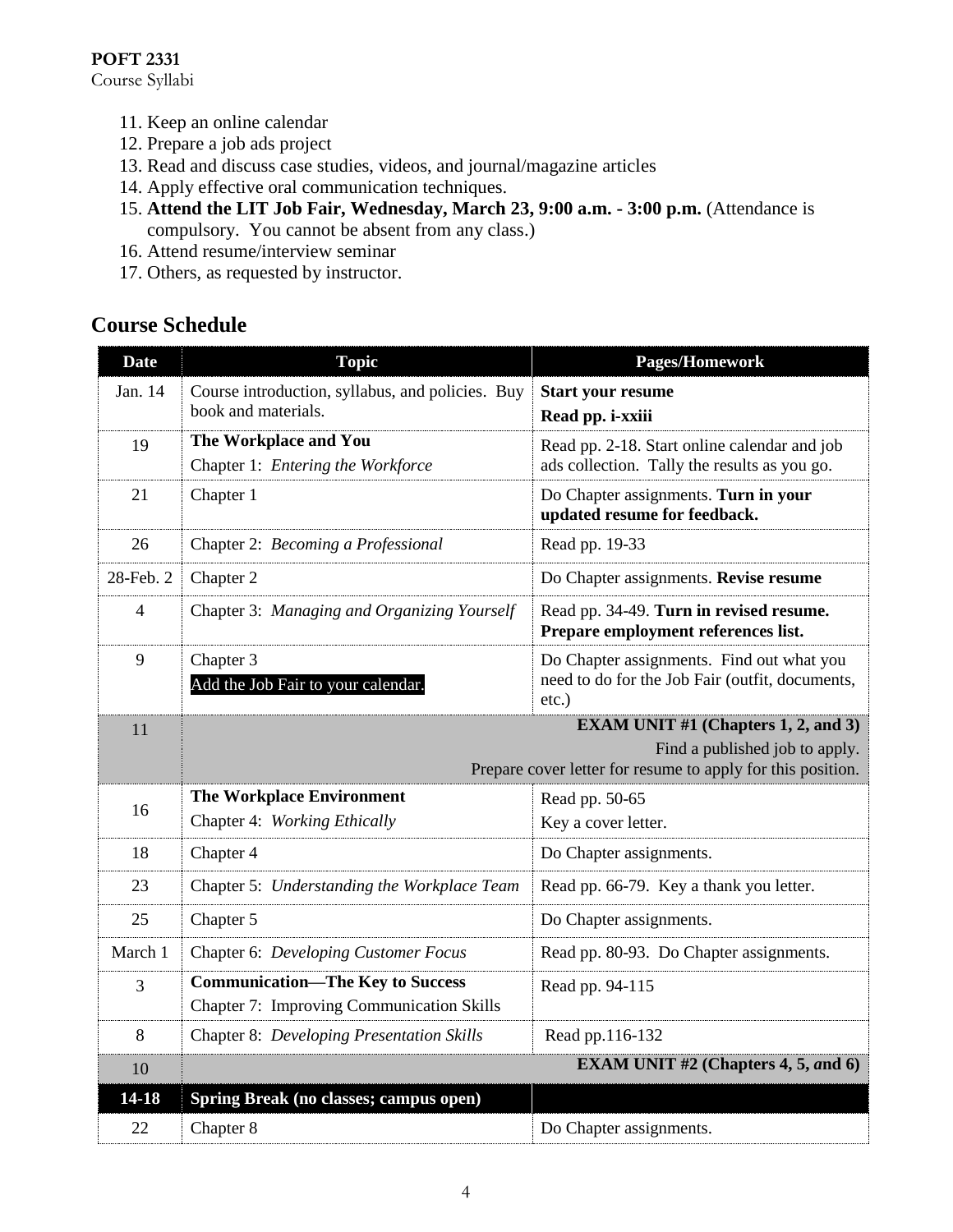11. Keep an online calendar
12. Prepare a job ads project
13. Read and discuss case studies, videos, and journal/magazine articles
14. Apply effective oral communication techniques.
15. **Attend the LIT Job Fair, Wednesday, March 23, 9:00 a.m. - 3:00 p.m.** (Attendance is compulsory. You cannot be absent from any class.)
16. Attend resume/interview seminar
17. Others, as requested by instructor.

## Course Schedule

| Date | Topic | Pages/Homework |
|---|---|---|
| Jan. 14 | Course introduction, syllabus, and policies. Buy book and materials. | **Start your resume**<br>**Read pp. i-xxiii** |
| 19 | **The Workplace and You**<br>Chapter 1: *Entering the Workforce* | Read pp. 2-18. Start online calendar and job ads collection. Tally the results as you go. |
| 21 | Chapter 1 | Do Chapter assignments. **Turn in your updated resume for feedback.** |
| 26 | Chapter 2: *Becoming a Professional* | Read pp. 19-33 |
| 28-Feb. 2 | Chapter 2 | Do Chapter assignments. **Revise resume** |
| 4 | Chapter 3: *Managing and Organizing Yourself* | Read pp. 34-49. **Turn in revised resume. Prepare employment references list.** |
| 9 | Chapter 3<br>Add the Job Fair to your calendar. | Do Chapter assignments. Find out what you need to do for the Job Fair (outfit, documents, etc.) |
| 11 | **EXAM UNIT #1 (Chapters 1, 2, and 3)**<br>Find a published job to apply.<br>Prepare cover letter for resume to apply for this position. | |
| 16 | **The Workplace Environment**<br>Chapter 4: *Working Ethically* | Read pp. 50-65<br>Key a cover letter. |
| 18 | Chapter 4 | Do Chapter assignments. |
| 23 | Chapter 5: *Understanding the Workplace Team* | Read pp. 66-79. Key a thank you letter. |
| 25 | Chapter 5 | Do Chapter assignments. |
| March 1 | Chapter 6: *Developing Customer Focus* | Read pp. 80-93. Do Chapter assignments. |
| 3 | **Communication—The Key to Success**<br>Chapter 7: Improving Communication Skills | Read pp. 94-115 |
| 8 | Chapter 8: *Developing Presentation Skills* | Read pp.116-132 |
| 10 | **EXAM UNIT #2 (Chapters 4, 5, *a*nd 6)** | |
| **14-18** | **Spring Break (no classes; campus open)** | |
| 22 | Chapter 8 | Do Chapter assignments. |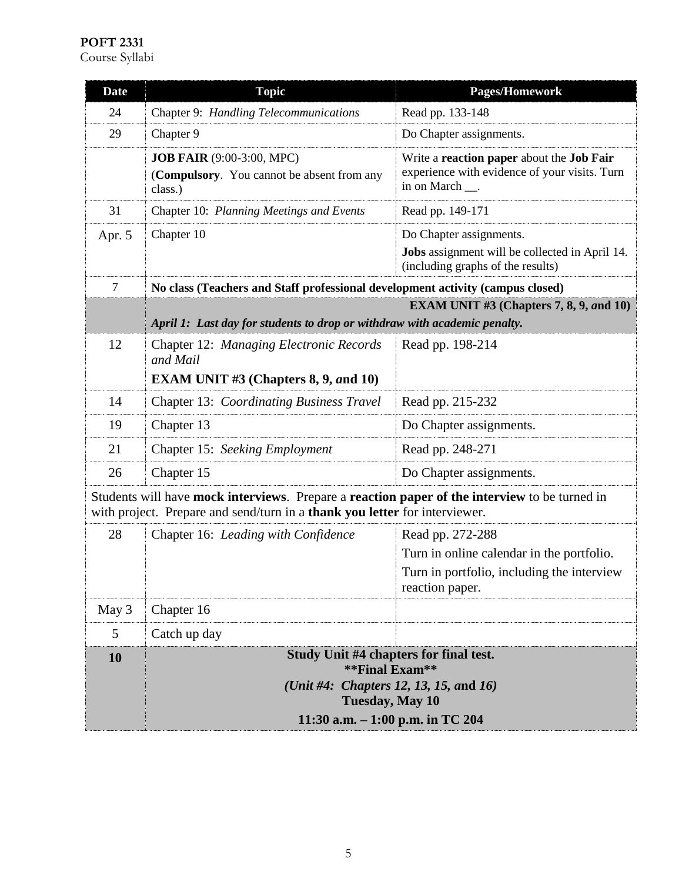**POFT 2331**
Course Syllabi

| Date | Topic | Pages/Homework |
|---|---|---|
| 24 | Chapter 9: *Handling Telecommunications* | Read pp. 133-148 |
| 29 | Chapter 9 | Do Chapter assignments. |
| | **JOB FAIR** (9:00-3:00, MPC) (**Compulsory**. You cannot be absent from any class.) | Write a **reaction paper** about the **Job Fair** experience with evidence of your visits. Turn in on March __. |
| 31 | Chapter 10: *Planning Meetings and Events* | Read pp. 149-171 |
| Apr. 5 | Chapter 10 | Do Chapter assignments. **Jobs** assignment will be collected in April 14. (including graphs of the results) |
| 7 | **No class (Teachers and Staff professional development activity (campus closed)** | |
| | **EXAM UNIT #3 (Chapters 7, 8, 9, *and* 10)** ***April 1: Last day for students to drop or withdraw with academic penalty.*** | |
| 12 | Chapter 12: *Managing Electronic Records and Mail* **EXAM UNIT #3 (Chapters 8, 9, *and* 10)** | Read pp. 198-214 |
| 14 | Chapter 13: *Coordinating Business Travel* | Read pp. 215-232 |
| 19 | Chapter 13 | Do Chapter assignments. |
| 21 | Chapter 15: *Seeking Employment* | Read pp. 248-271 |
| 26 | Chapter 15 | Do Chapter assignments. |
| Students will have **mock interviews**. Prepare a **reaction paper of the interview** to be turned in with project. Prepare and send/turn in a **thank you letter** for interviewer. | | |
| 28 | Chapter 16: *Leading with Confidence* | Read pp. 272-288 Turn in online calendar in the portfolio. Turn in portfolio, including the interview reaction paper. |
| May 3 | Chapter 16 | |
| 5 | Catch up day | |
| **10** | **Study Unit #4 chapters for final test. \*\*Final Exam\*\* *(Unit #4: Chapters 12, 13, 15,* and *16)* Tuesday, May 10 11:30 a.m. – 1:00 p.m. in TC 204** | |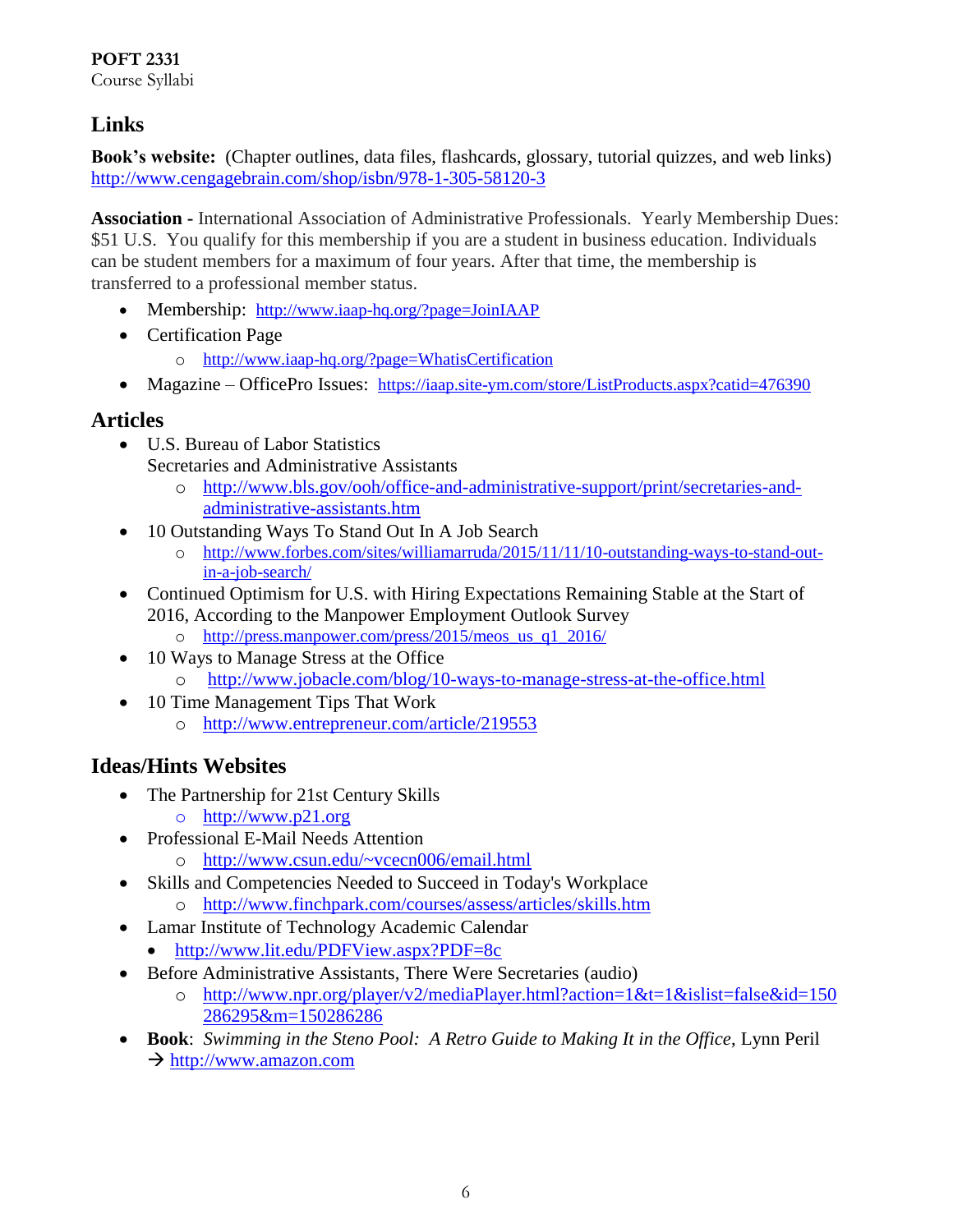**POFT 2331**
Course Syllabi

## Links

**Book's website:** (Chapter outlines, data files, flashcards, glossary, tutorial quizzes, and web links)
http://www.cengagebrain.com/shop/isbn/978-1-305-58120-3

**Association -** International Association of Administrative Professionals. Yearly Membership Dues: $51 U.S. You qualify for this membership if you are a student in business education. Individuals can be student members for a maximum of four years. After that time, the membership is transferred to a professional member status.

- Membership: http://www.iaap-hq.org/?page=JoinIAAP
- Certification Page
    - http://www.iaap-hq.org/?page=WhatisCertification
- Magazine – OfficePro Issues: https://iaap.site-ym.com/store/ListProducts.aspx?catid=476390

## Articles

- U.S. Bureau of Labor Statistics
  Secretaries and Administrative Assistants
    - http://www.bls.gov/ooh/office-and-administrative-support/print/secretaries-and-administrative-assistants.htm
- 10 Outstanding Ways To Stand Out In A Job Search
    - http://www.forbes.com/sites/williamarruda/2015/11/11/10-outstanding-ways-to-stand-out-in-a-job-search/
- Continued Optimism for U.S. with Hiring Expectations Remaining Stable at the Start of 2016, According to the Manpower Employment Outlook Survey
    - http://press.manpower.com/press/2015/meos_us_q1_2016/
- 10 Ways to Manage Stress at the Office
    - http://www.jobacle.com/blog/10-ways-to-manage-stress-at-the-office.html
- 10 Time Management Tips That Work
    - http://www.entrepreneur.com/article/219553

## Ideas/Hints Websites

- The Partnership for 21st Century Skills
    - http://www.p21.org
- Professional E-Mail Needs Attention
    - http://www.csun.edu/~vcecn006/email.html
- Skills and Competencies Needed to Succeed in Today's Workplace
    - http://www.finchpark.com/courses/assess/articles/skills.htm
- Lamar Institute of Technology Academic Calendar
    - http://www.lit.edu/PDFView.aspx?PDF=8c
- Before Administrative Assistants, There Were Secretaries (audio)
    - http://www.npr.org/player/v2/mediaPlayer.html?action=1&t=1&islist=false&id=150286295&m=150286286
- **Book**: *Swimming in the Steno Pool: A Retro Guide to Making It in the Office*, Lynn Peril
  → http://www.amazon.com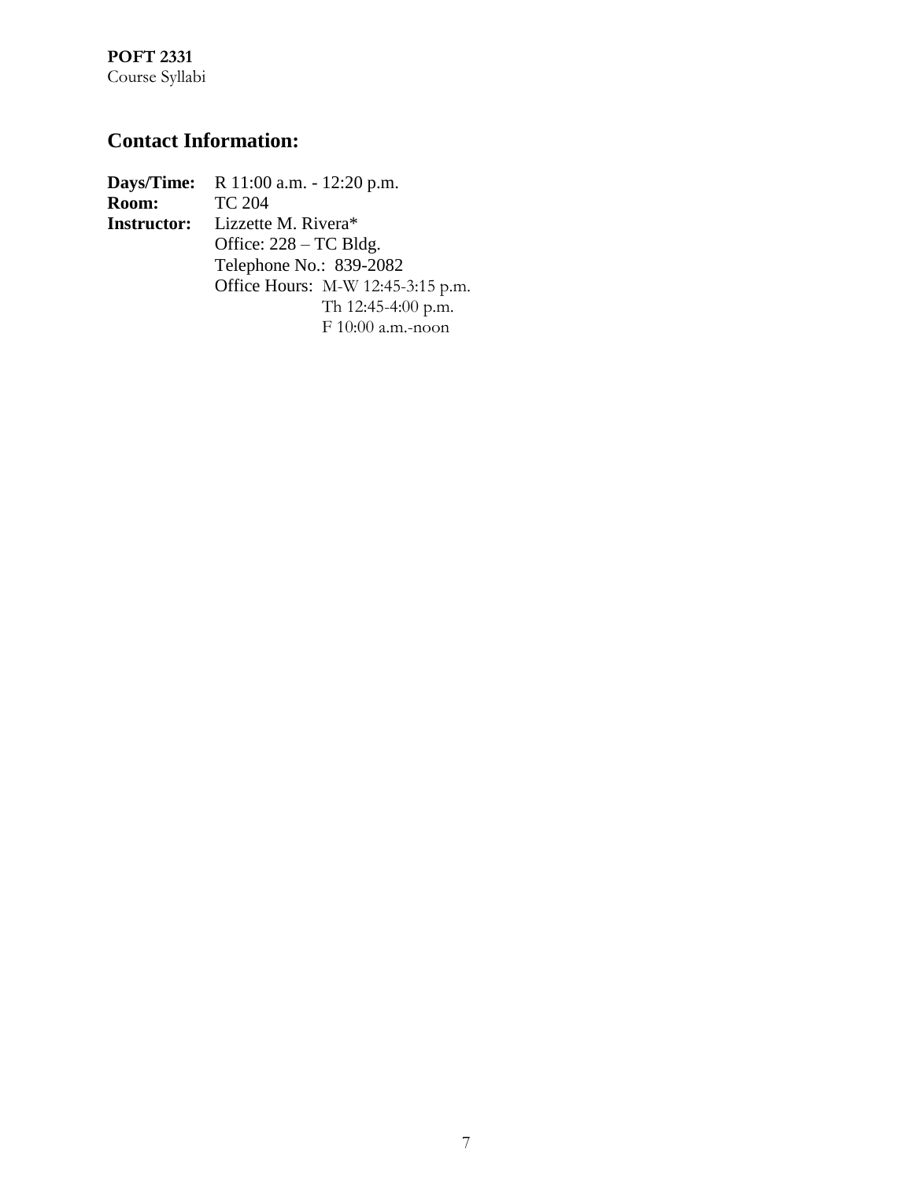## Contact Information:

**Days/Time:** R 11:00 a.m. - 12:20 p.m.
**Room:** TC 204
**Instructor:** Lizzette M. Rivera*
Office: 228 – TC Bldg.
Telephone No.: 839-2082
Office Hours: M-W 12:45-3:15 p.m.
Th 12:45-4:00 p.m.
F 10:00 a.m.-noon